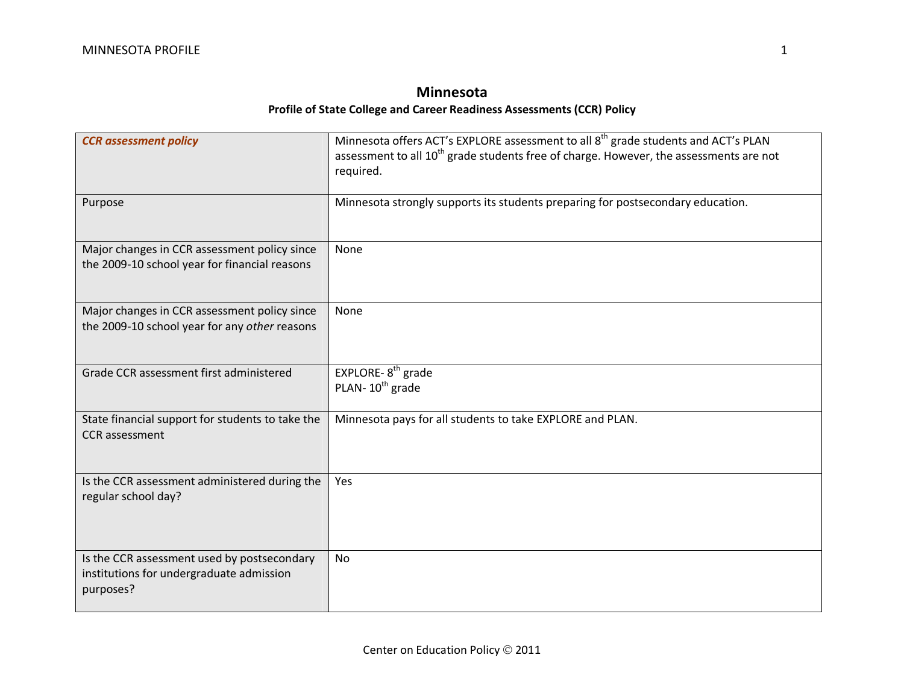# Minnesota

### Profile of State College and Career Readiness Assessments (CCR) Policy

| ***CCR assessment policy*** | Minnesota offers ACT's EXPLORE assessment to all 8th grade students and ACT's PLAN assessment to all 10th grade students free of charge. However, the assessments are not required. |
|---|---|
| Purpose | Minnesota strongly supports its students preparing for postsecondary education. |
| Major changes in CCR assessment policy since the 2009-10 school year for financial reasons | None |
| Major changes in CCR assessment policy since the 2009-10 school year for any *other* reasons | None |
| Grade CCR assessment first administered | EXPLORE- 8th grade<br>PLAN- 10th grade |
| State financial support for students to take the CCR assessment | Minnesota pays for all students to take EXPLORE and PLAN. |
| Is the CCR assessment administered during the regular school day? | Yes |
| Is the CCR assessment used by postsecondary institutions for undergraduate admission purposes? | No |

Center on Education Policy © 2011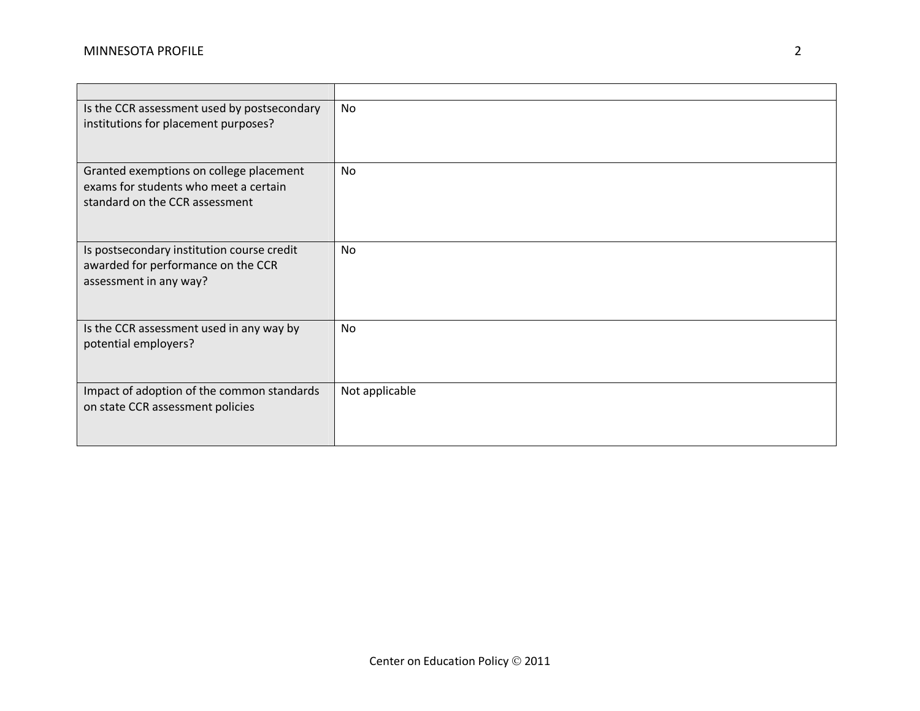| | |
|---|---|
| Is the CCR assessment used by postsecondary institutions for placement purposes? | No |
| Granted exemptions on college placement exams for students who meet a certain standard on the CCR assessment | No |
| Is postsecondary institution course credit awarded for performance on the CCR assessment in any way? | No |
| Is the CCR assessment used in any way by potential employers? | No |
| Impact of adoption of the common standards on state CCR assessment policies | Not applicable |

Center on Education Policy © 2011